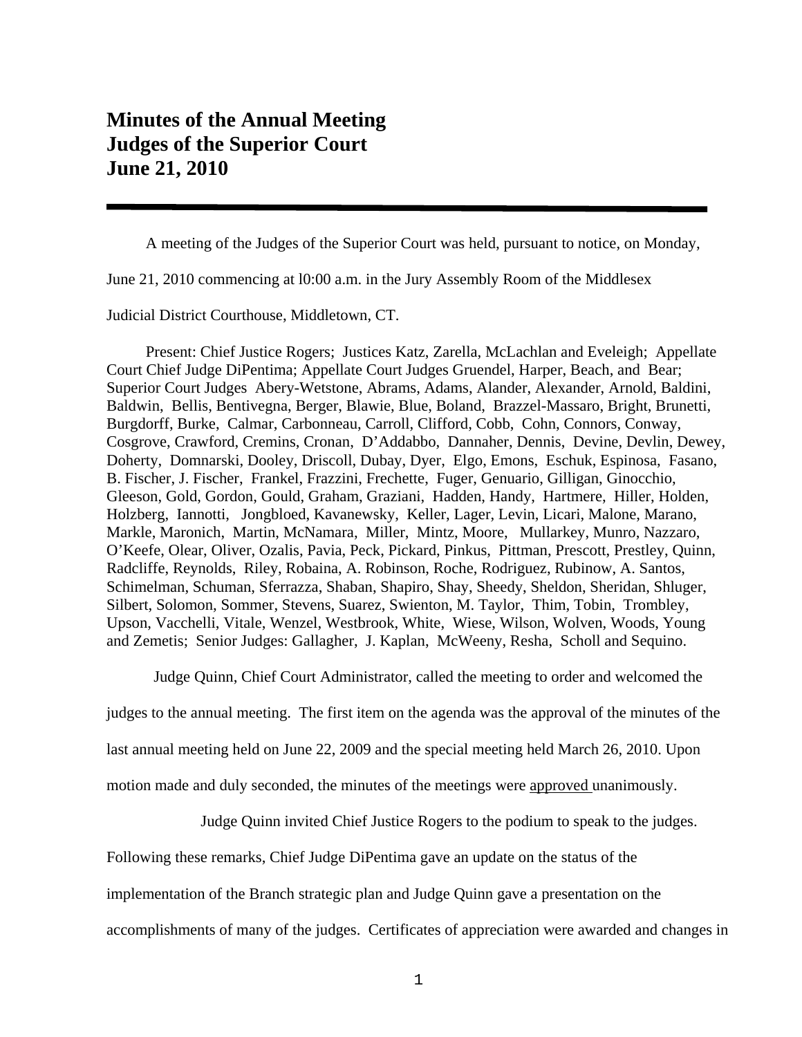# Minutes of the Annual Meeting
# Judges of the Superior Court
# June 21, 2010

---

A meeting of the Judges of the Superior Court was held, pursuant to notice, on Monday, June 21, 2010 commencing at l0:00 a.m. in the Jury Assembly Room of the Middlesex Judicial District Courthouse, Middletown, CT.

Present: Chief Justice Rogers; Justices Katz, Zarella, McLachlan and Eveleigh; Appellate Court Chief Judge DiPentima; Appellate Court Judges Gruendel, Harper, Beach, and Bear; Superior Court Judges Abery-Wetstone, Abrams, Adams, Alander, Alexander, Arnold, Baldini, Baldwin, Bellis, Bentivegna, Berger, Blawie, Blue, Boland, Brazzel-Massaro, Bright, Brunetti, Burgdorff, Burke, Calmar, Carbonneau, Carroll, Clifford, Cobb, Cohn, Connors, Conway, Cosgrove, Crawford, Cremins, Cronan, D'Addabbo, Dannaher, Dennis, Devine, Devlin, Dewey, Doherty, Domnarski, Dooley, Driscoll, Dubay, Dyer, Elgo, Emons, Eschuk, Espinosa, Fasano, B. Fischer, J. Fischer, Frankel, Frazzini, Frechette, Fuger, Genuario, Gilligan, Ginocchio, Gleeson, Gold, Gordon, Gould, Graham, Graziani, Hadden, Handy, Hartmere, Hiller, Holden, Holzberg, Iannotti, Jongbloed, Kavanewsky, Keller, Lager, Levin, Licari, Malone, Marano, Markle, Maronich, Martin, McNamara, Miller, Mintz, Moore, Mullarkey, Munro, Nazzaro, O'Keefe, Olear, Oliver, Ozalis, Pavia, Peck, Pickard, Pinkus, Pittman, Prescott, Prestley, Quinn, Radcliffe, Reynolds, Riley, Robaina, A. Robinson, Roche, Rodriguez, Rubinow, A. Santos, Schimelman, Schuman, Sferrazza, Shaban, Shapiro, Shay, Sheedy, Sheldon, Sheridan, Shluger, Silbert, Solomon, Sommer, Stevens, Suarez, Swienton, M. Taylor, Thim, Tobin, Trombley, Upson, Vacchelli, Vitale, Wenzel, Westbrook, White, Wiese, Wilson, Wolven, Woods, Young and Zemetis; Senior Judges: Gallagher, J. Kaplan, McWeeny, Resha, Scholl and Sequino.

Judge Quinn, Chief Court Administrator, called the meeting to order and welcomed the judges to the annual meeting. The first item on the agenda was the approval of the minutes of the last annual meeting held on June 22, 2009 and the special meeting held March 26, 2010. Upon motion made and duly seconded, the minutes of the meetings were approved unanimously.

Judge Quinn invited Chief Justice Rogers to the podium to speak to the judges. Following these remarks, Chief Judge DiPentima gave an update on the status of the implementation of the Branch strategic plan and Judge Quinn gave a presentation on the accomplishments of many of the judges. Certificates of appreciation were awarded and changes in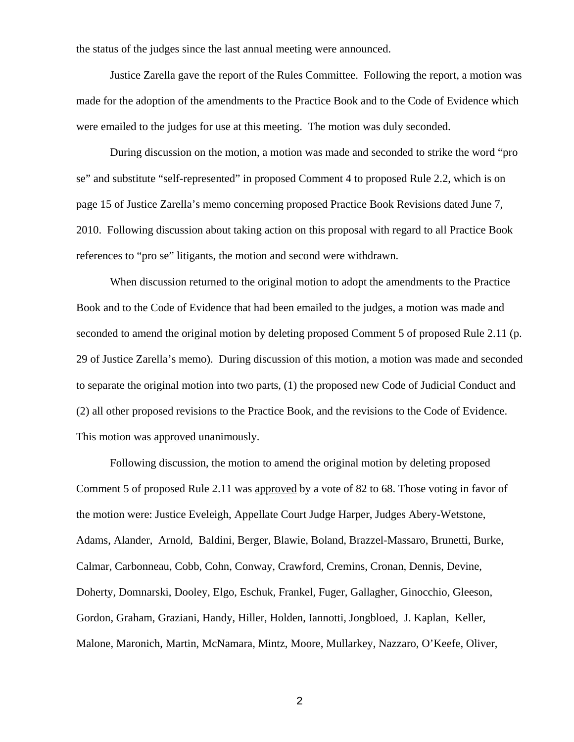the status of the judges since the last annual meeting were announced.

Justice Zarella gave the report of the Rules Committee. Following the report, a motion was made for the adoption of the amendments to the Practice Book and to the Code of Evidence which were emailed to the judges for use at this meeting. The motion was duly seconded.

During discussion on the motion, a motion was made and seconded to strike the word "pro se" and substitute "self-represented" in proposed Comment 4 to proposed Rule 2.2, which is on page 15 of Justice Zarella's memo concerning proposed Practice Book Revisions dated June 7, 2010. Following discussion about taking action on this proposal with regard to all Practice Book references to "pro se" litigants, the motion and second were withdrawn.

When discussion returned to the original motion to adopt the amendments to the Practice Book and to the Code of Evidence that had been emailed to the judges, a motion was made and seconded to amend the original motion by deleting proposed Comment 5 of proposed Rule 2.11 (p. 29 of Justice Zarella's memo). During discussion of this motion, a motion was made and seconded to separate the original motion into two parts, (1) the proposed new Code of Judicial Conduct and (2) all other proposed revisions to the Practice Book, and the revisions to the Code of Evidence. This motion was approved unanimously.

Following discussion, the motion to amend the original motion by deleting proposed Comment 5 of proposed Rule 2.11 was approved by a vote of 82 to 68. Those voting in favor of the motion were: Justice Eveleigh, Appellate Court Judge Harper, Judges Abery-Wetstone, Adams, Alander, Arnold, Baldini, Berger, Blawie, Boland, Brazzel-Massaro, Brunetti, Burke, Calmar, Carbonneau, Cobb, Cohn, Conway, Crawford, Cremins, Cronan, Dennis, Devine, Doherty, Domnarski, Dooley, Elgo, Eschuk, Frankel, Fuger, Gallagher, Ginocchio, Gleeson, Gordon, Graham, Graziani, Handy, Hiller, Holden, Iannotti, Jongbloed, J. Kaplan, Keller, Malone, Maronich, Martin, McNamara, Mintz, Moore, Mullarkey, Nazzaro, O'Keefe, Oliver,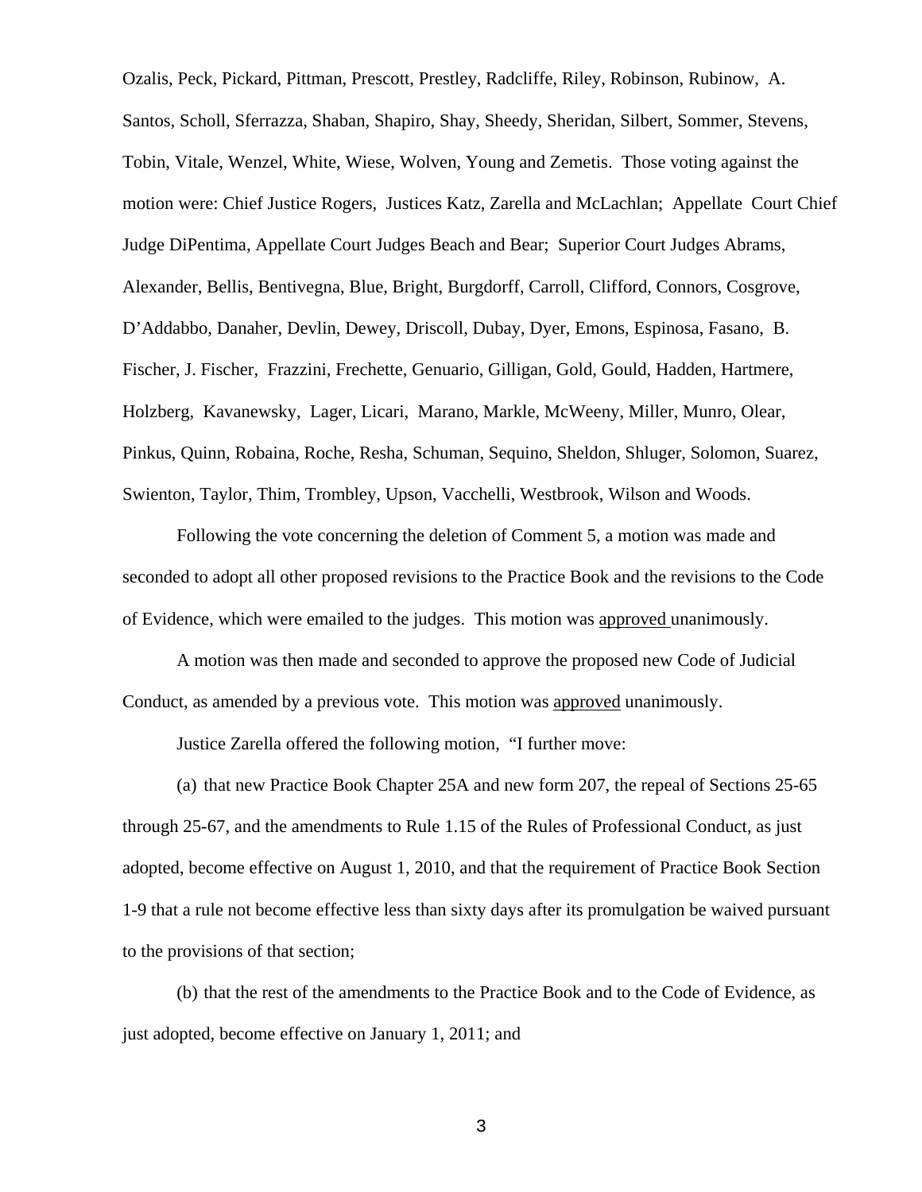Ozalis, Peck, Pickard, Pittman, Prescott, Prestley, Radcliffe, Riley, Robinson, Rubinow, A. Santos, Scholl, Sferrazza, Shaban, Shapiro, Shay, Sheedy, Sheridan, Silbert, Sommer, Stevens, Tobin, Vitale, Wenzel, White, Wiese, Wolven, Young and Zemetis. Those voting against the motion were: Chief Justice Rogers, Justices Katz, Zarella and McLachlan; Appellate Court Chief Judge DiPentima, Appellate Court Judges Beach and Bear; Superior Court Judges Abrams, Alexander, Bellis, Bentivegna, Blue, Bright, Burgdorff, Carroll, Clifford, Connors, Cosgrove, D'Addabbo, Danaher, Devlin, Dewey, Driscoll, Dubay, Dyer, Emons, Espinosa, Fasano, B. Fischer, J. Fischer, Frazzini, Frechette, Genuario, Gilligan, Gold, Gould, Hadden, Hartmere, Holzberg, Kavanewsky, Lager, Licari, Marano, Markle, McWeeny, Miller, Munro, Olear, Pinkus, Quinn, Robaina, Roche, Resha, Schuman, Sequino, Sheldon, Shluger, Solomon, Suarez, Swienton, Taylor, Thim, Trombley, Upson, Vacchelli, Westbrook, Wilson and Woods.

Following the vote concerning the deletion of Comment 5, a motion was made and seconded to adopt all other proposed revisions to the Practice Book and the revisions to the Code of Evidence, which were emailed to the judges. This motion was <u>approved</u> unanimously.

A motion was then made and seconded to approve the proposed new Code of Judicial Conduct, as amended by a previous vote. This motion was <u>approved</u> unanimously.

Justice Zarella offered the following motion, "I further move:

(a) that new Practice Book Chapter 25A and new form 207, the repeal of Sections 25-65 through 25-67, and the amendments to Rule 1.15 of the Rules of Professional Conduct, as just adopted, become effective on August 1, 2010, and that the requirement of Practice Book Section 1-9 that a rule not become effective less than sixty days after its promulgation be waived pursuant to the provisions of that section;

(b) that the rest of the amendments to the Practice Book and to the Code of Evidence, as just adopted, become effective on January 1, 2011; and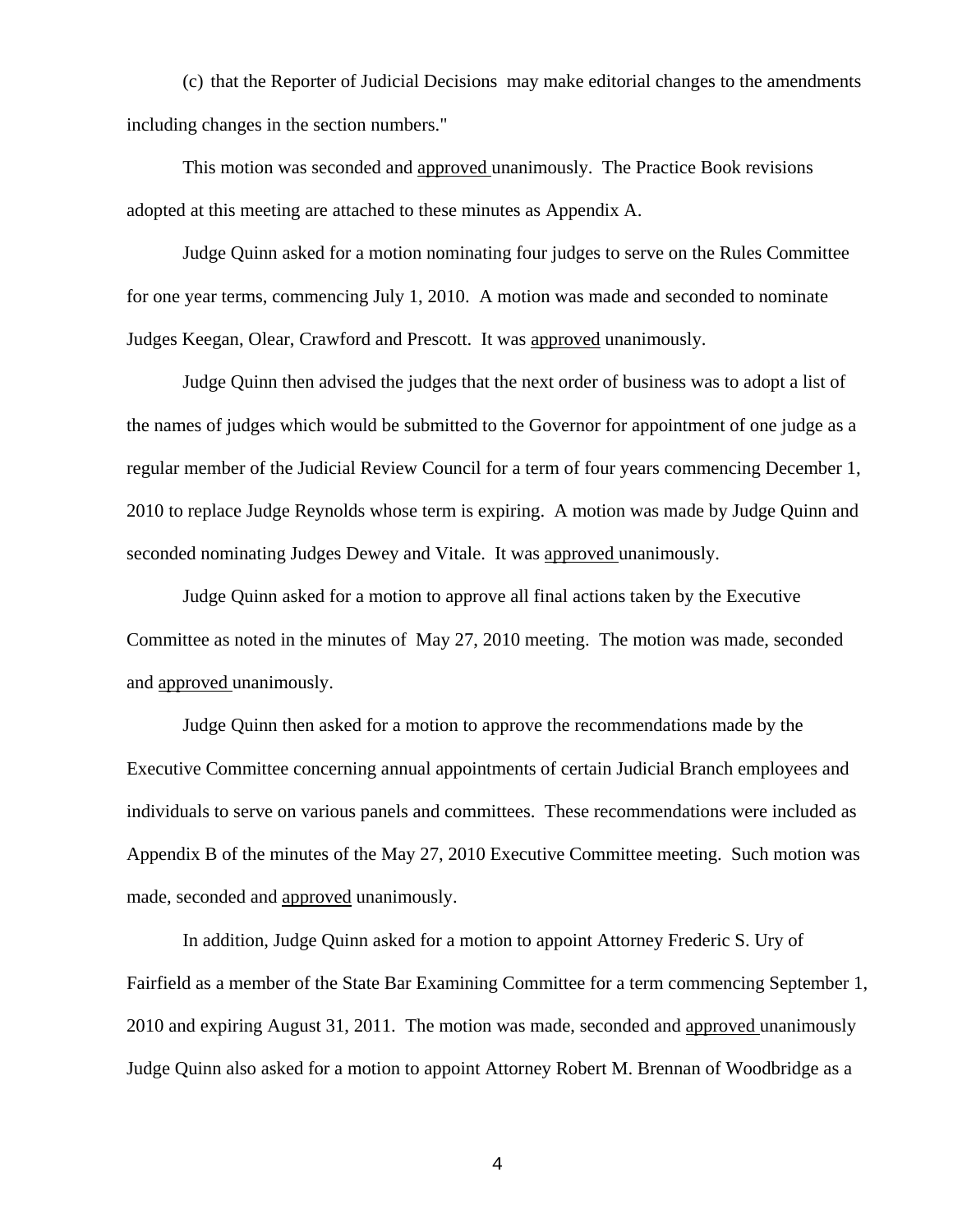(c) that the Reporter of Judicial Decisions may make editorial changes to the amendments including changes in the section numbers."

This motion was seconded and approved unanimously. The Practice Book revisions adopted at this meeting are attached to these minutes as Appendix A.

Judge Quinn asked for a motion nominating four judges to serve on the Rules Committee for one year terms, commencing July 1, 2010. A motion was made and seconded to nominate Judges Keegan, Olear, Crawford and Prescott. It was approved unanimously.

Judge Quinn then advised the judges that the next order of business was to adopt a list of the names of judges which would be submitted to the Governor for appointment of one judge as a regular member of the Judicial Review Council for a term of four years commencing December 1, 2010 to replace Judge Reynolds whose term is expiring. A motion was made by Judge Quinn and seconded nominating Judges Dewey and Vitale. It was approved unanimously.

Judge Quinn asked for a motion to approve all final actions taken by the Executive Committee as noted in the minutes of May 27, 2010 meeting. The motion was made, seconded and approved unanimously.

Judge Quinn then asked for a motion to approve the recommendations made by the Executive Committee concerning annual appointments of certain Judicial Branch employees and individuals to serve on various panels and committees. These recommendations were included as Appendix B of the minutes of the May 27, 2010 Executive Committee meeting. Such motion was made, seconded and approved unanimously.

In addition, Judge Quinn asked for a motion to appoint Attorney Frederic S. Ury of Fairfield as a member of the State Bar Examining Committee for a term commencing September 1, 2010 and expiring August 31, 2011. The motion was made, seconded and approved unanimously Judge Quinn also asked for a motion to appoint Attorney Robert M. Brennan of Woodbridge as a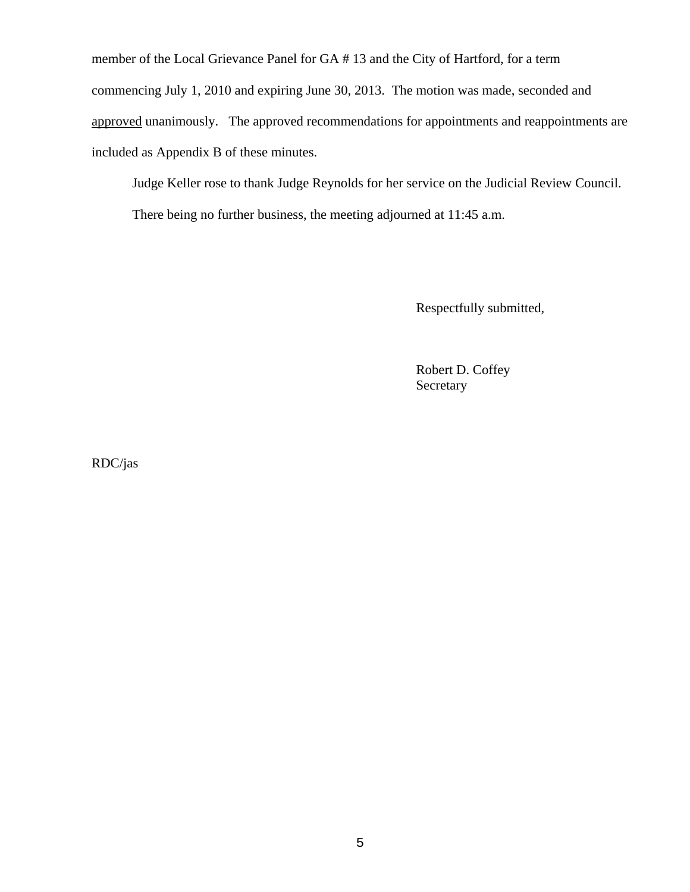member of the Local Grievance Panel for GA # 13 and the City of Hartford, for a term commencing July 1, 2010 and expiring June 30, 2013. The motion was made, seconded and approved unanimously. The approved recommendations for appointments and reappointments are included as Appendix B of these minutes.

Judge Keller rose to thank Judge Reynolds for her service on the Judicial Review Council.

There being no further business, the meeting adjourned at 11:45 a.m.

Respectfully submitted,

Robert D. Coffey
Secretary

RDC/jas